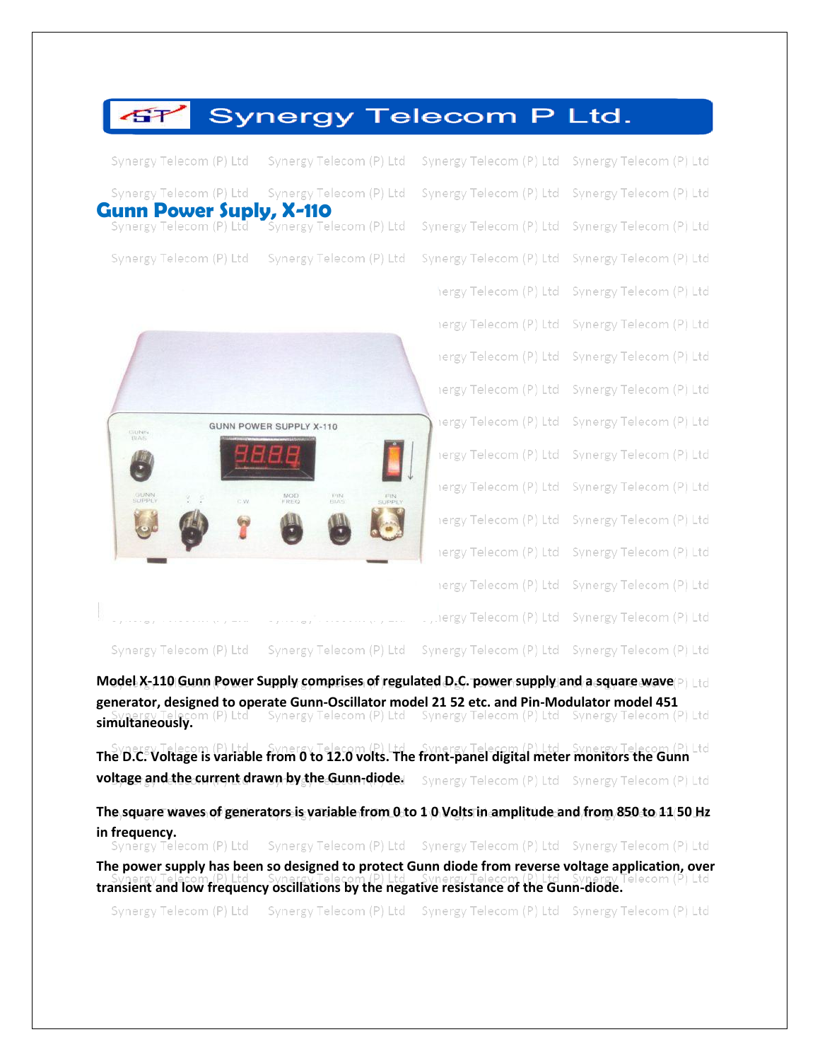# Synergy Telecom P Ltd.

## Gunn Power Suply, X-110

**Model X-110 Gunn Power Supply comprises of regulated D.C. power supply and a square wave generator, designed to operate Gunn-Oscillator model 21 52 etc. and Pin-Modulator model 451 simultaneously.**

**The D.C. Voltage is variable from 0 to 12.0 volts. The front-panel digital meter monitors the Gunn voltage and the current drawn by the Gunn-diode.**

**The square waves of generators is variable from 0 to 1 0 Volts in amplitude and from 850 to 11 50 Hz in frequency.**

**The power supply has been so designed to protect Gunn diode from reverse voltage application, over transient and low frequency oscillations by the negative resistance of the Gunn-diode.**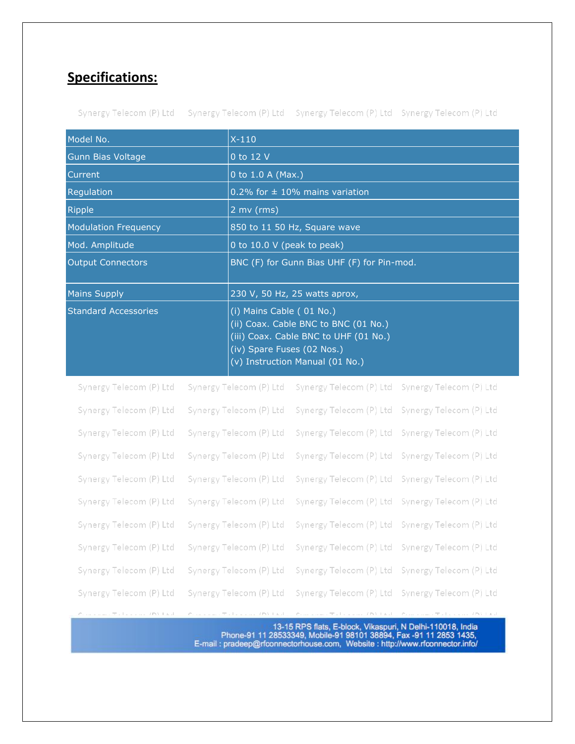## Specifications:

| | |
|---|---|
| Model No. | X-110 |
| Gunn Bias Voltage | 0 to 12 V |
| Current | 0 to 1.0 A (Max.) |
| Regulation | 0.2% for ± 10% mains variation |
| Ripple | 2 mv (rms) |
| Modulation Frequency | 850 to 11 50 Hz, Square wave |
| Mod. Amplitude | 0 to 10.0 V (peak to peak) |
| Output Connectors | BNC (F) for Gunn Bias UHF (F) for Pin-mod. |
| Mains Supply | 230 V, 50 Hz, 25 watts aprox, |
| Standard Accessories | (i) Mains Cable ( 01 No.)<br>(ii) Coax. Cable BNC to BNC (01 No.)<br>(iii) Coax. Cable BNC to UHF (01 No.)<br>(iv) Spare Fuses (02 Nos.)<br>(v) Instruction Manual (01 No.) |

13-15 RPS flats, E-block, Vikaspuri, N Delhi-110018, India
Phone-91 11 28533349, Mobile-91 98101 38894, Fax -91 11 2853 1435,
E-mail : pradeep@rfconnectorhouse.com, Website : http://www.rfconnector.info/